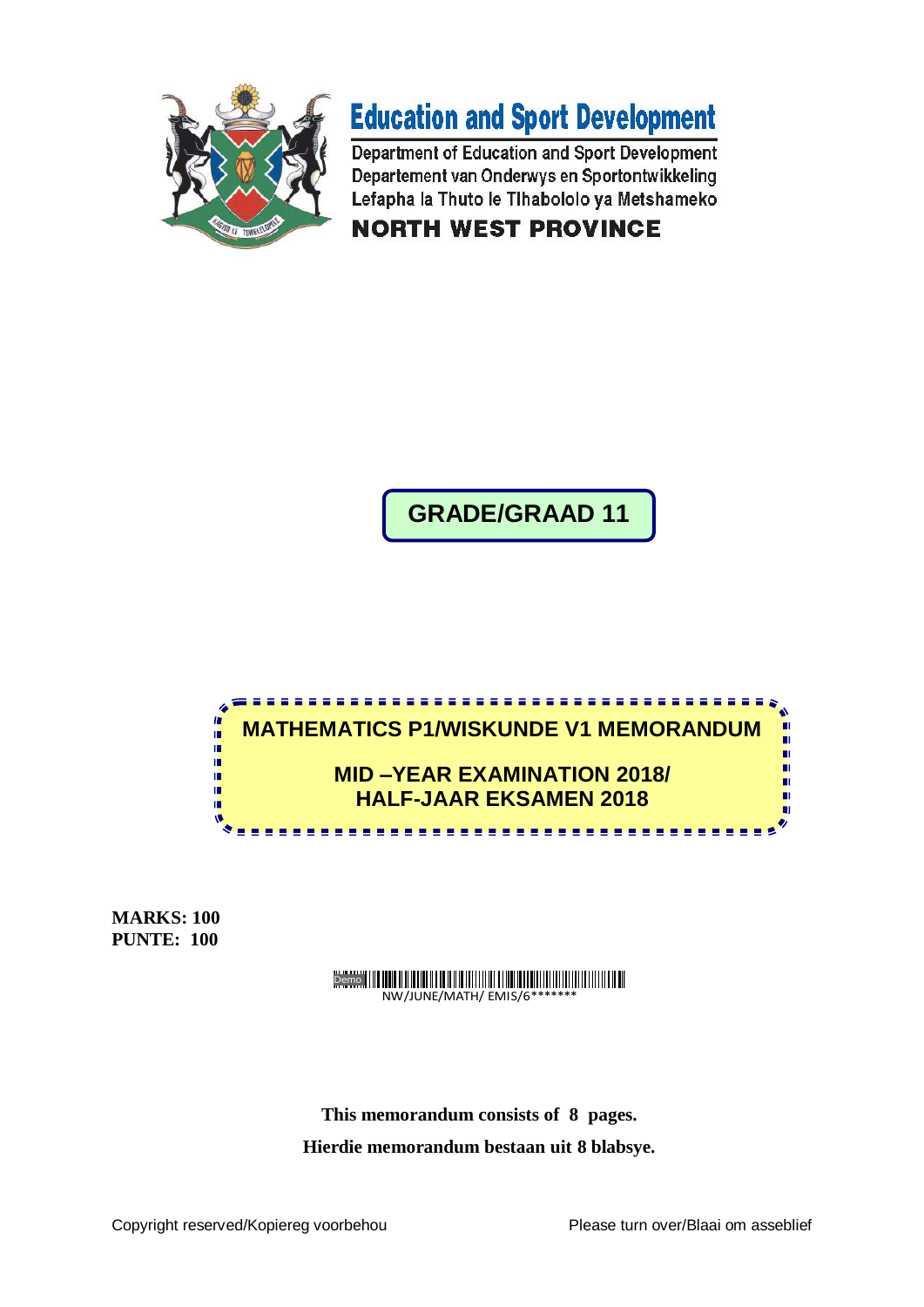# Education and Sport Development

Department of Education and Sport Development
Departement van Onderwys en Sportontwikkeling
Lefapha la Thuto le Tlhabololo ya Metshameko

**NORTH WEST PROVINCE**

## GRADE/GRAAD 11

## MATHEMATICS P1/WISKUNDE V1 MEMORANDUM

## MID –YEAR EXAMINATION 2018/ HALF-JAAR EKSAMEN 2018

**MARKS: 100**
**PUNTE: 100**

NW/JUNE/MATH/ EMIS/6*******

**This memorandum consists of 8 pages.**

**Hierdie memorandum bestaan uit 8 blabsye.**

Copyright reserved/Kopiereg voorbehou

Please turn over/Blaai om asseblief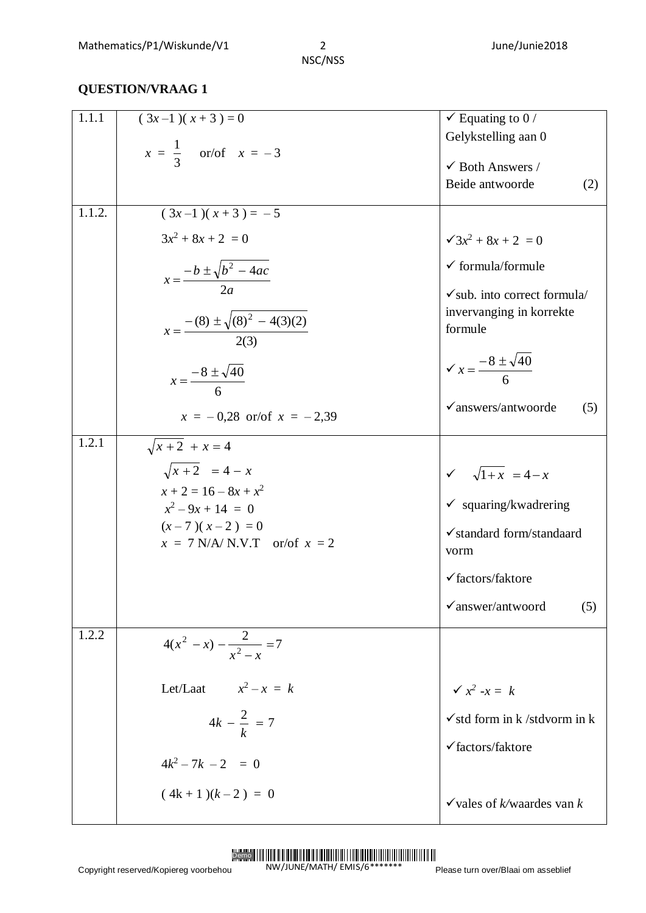## QUESTION/VRAAG 1

| | | |
|---|---|---|
| 1.1.1 | $(3x - 1)(x + 3) = 0$<br><br>$x = \frac{1}{3}$ or/of $x = -3$ | ✓ Equating to 0 / Gelykstelling aan 0<br><br>✓ Both Answers / Beide antwoorde (2) |
| 1.1.2. | $(3x - 1)(x + 3) = -5$<br><br>$3x^2 + 8x + 2 = 0$<br><br>$x = \frac{-b \pm \sqrt{b^2 - 4ac}}{2a}$<br><br>$x = \frac{-(8) \pm \sqrt{(8)^2 - 4(3)(2)}}{2(3)}$<br><br>$x = \frac{-8 \pm \sqrt{40}}{6}$<br><br>$x = -0{,}28$ or/of $x = -2{,}39$ | ✓ $3x^2 + 8x + 2 = 0$<br><br>✓ formula/formule<br><br>✓ sub. into correct formula/ invervanging in korrekte formule<br><br>✓ $x = \frac{-8 \pm \sqrt{40}}{6}$<br><br>✓ answers/antwoorde (5) |
| 1.2.1 | $\sqrt{x+2} + x = 4$<br><br>$\sqrt{x+2} = 4 - x$<br><br>$x + 2 = 16 - 8x + x^2$<br><br>$x^2 - 9x + 14 = 0$<br><br>$(x - 7)(x - 2) = 0$<br><br>$x = 7$ N/A/ N.V.T or/of $x = 2$ | ✓ $\sqrt{1+x} = 4 - x$<br><br>✓ squaring/kwadrering<br><br>✓ standard form/standaard vorm<br><br>✓ factors/faktore<br><br>✓ answer/antwoord (5) |
| 1.2.2 | $4(x^2 - x) - \frac{2}{x^2 - x} = 7$<br><br>Let/Laat $x^2 - x = k$<br><br>$4k - \frac{2}{k} = 7$<br><br>$4k^2 - 7k - 2 = 0$<br><br>$(4k + 1)(k - 2) = 0$ | ✓ $x^2 - x = k$<br><br>✓ std form in k /stdvorm in k<br><br>✓ factors/faktore<br><br>✓ vales of *k*/waardes van *k* |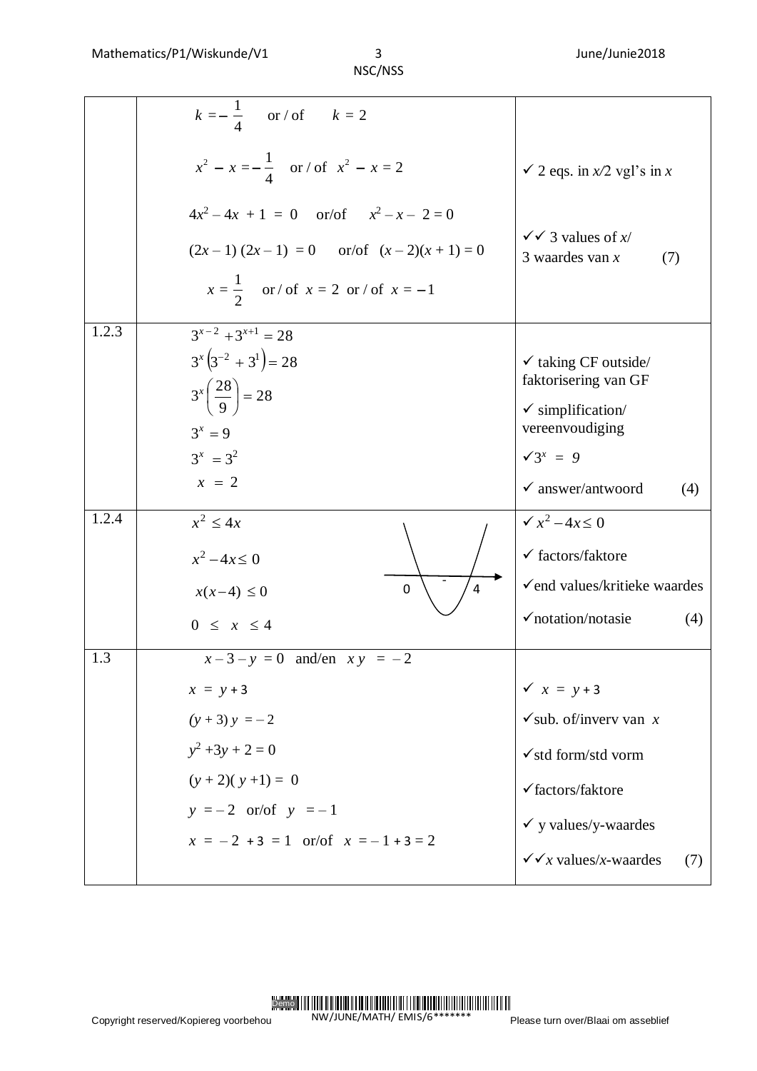| | | |
|---|---|---|
| | $k = -\frac{1}{4}$ or / of $k = 2$<br><br>$x^2 - x = -\frac{1}{4}$ or / of $x^2 - x = 2$<br><br>$4x^2 - 4x + 1 = 0$ or/of $x^2 - x - 2 = 0$<br><br>$(2x - 1)(2x - 1) = 0$ or/of $(x - 2)(x + 1) = 0$<br><br>$x = \frac{1}{2}$ or / of $x = 2$ or / of $x = -1$ | ✓ 2 eqs. in $x$/2 vgl's in $x$<br><br>✓✓ 3 values of $x$/ 3 waardes van $x$ (7) |
| 1.2.3 | $3^{x-2} + 3^{x+1} = 28$<br>$3^x\left(3^{-2} + 3^1\right) = 28$<br>$3^x\left(\frac{28}{9}\right) = 28$<br>$3^x = 9$<br>$3^x = 3^2$<br>$x = 2$ | ✓ taking CF outside/ faktorisering van GF<br>✓ simplification/ vereenvoudiging<br>✓$3^x = 9$<br>✓ answer/antwoord (4) |
| 1.2.4 | $x^2 \leq 4x$<br>$x^2 - 4x \leq 0$<br>$x(x-4) \leq 0$<br>$0 \leq x \leq 4$<br>(sketch: parabola with roots 0 and 4, negative between) | ✓ $x^2 - 4x \leq 0$<br>✓ factors/faktore<br>✓end values/kritieke waardes<br>✓notation/notasie (4) |
| 1.3 | $x - 3 - y = 0$ and/en $xy = -2$<br>$x = y + 3$<br>$(y + 3)y = -2$<br>$y^2 + 3y + 2 = 0$<br>$(y + 2)(y + 1) = 0$<br>$y = -2$ or/of $y = -1$<br>$x = -2 + 3 = 1$ or/of $x = -1 + 3 = 2$ | ✓ $x = y + 3$<br>✓sub. of/inverv van $x$<br>✓std form/std vorm<br>✓factors/faktore<br>✓ y values/y-waardes<br>✓✓$x$ values/$x$-waardes (7) |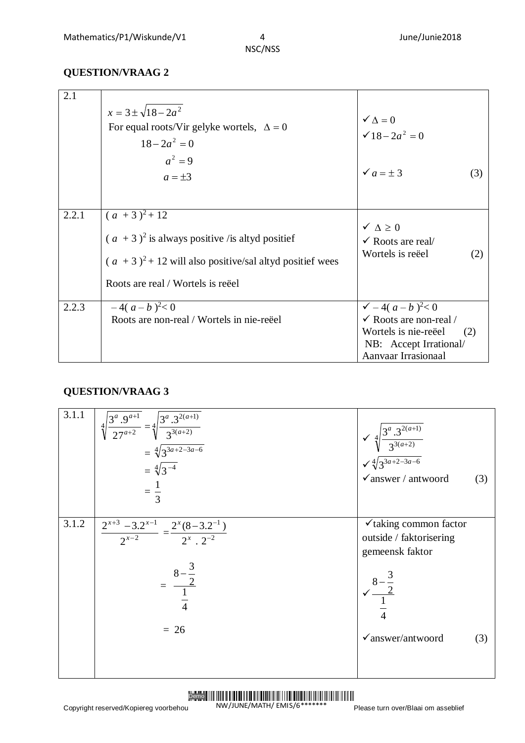## QUESTION/VRAAG 2

| | | |
|---|---|---|
| 2.1 | $x = 3 \pm \sqrt{18 - 2a^2}$<br>For equal roots/Vir gelyke wortels, $\Delta = 0$<br>$18 - 2a^2 = 0$<br>$a^2 = 9$<br>$a = \pm 3$ | ✓ $\Delta = 0$<br>✓ $18 - 2a^2 = 0$<br>✓ $a = \pm 3$ (3) |
| 2.2.1 | $(a + 3)^2 + 12$<br>$(a + 3)^2$ is always positive /is altyd positief<br>$(a + 3)^2 + 12$ will also positive/sal altyd positief wees<br>Roots are real / Wortels is reëel | ✓ $\Delta \geq 0$<br>✓ Roots are real/ Wortels is reëel (2) |
| 2.2.3 | $-4(a - b)^2 < 0$<br>Roots are non-real / Wortels in nie-reëel | ✓ $-4(a - b)^2 < 0$<br>✓ Roots are non-real / Wortels is nie-reëel (2)<br>NB: Accept Irrational/ Aanvaar Irrasionaal |

## QUESTION/VRAAG 3

| | | |
|---|---|---|
| 3.1.1 | $\sqrt[4]{\dfrac{3^a.9^{a+1}}{27^{a+2}}} = \sqrt[4]{\dfrac{3^a.3^{2(a+1)}}{3^{3(a+2)}}}$<br>$= \sqrt[4]{3^{3a+2-3a-6}}$<br>$= \sqrt[4]{3^{-4}}$<br>$= \dfrac{1}{3}$ | ✓ $\sqrt[4]{\dfrac{3^a.3^{2(a+1)}}{3^{3(a+2)}}}$<br>✓ $\sqrt[4]{3^{3a+2-3a-6}}$<br>✓answer / antwoord (3) |
| 3.1.2 | $\dfrac{2^{x+3} - 3.2^{x-1}}{2^{x-2}} = \dfrac{2^x(8 - 3.2^{-1})}{2^x \ . \ 2^{-2}}$<br>$= \dfrac{8 - \frac{3}{2}}{\frac{1}{4}}$<br>$= 26$ | ✓taking common factor outside / faktorisering gemeensk faktor<br>✓ $\dfrac{8 - \frac{3}{2}}{\frac{1}{4}}$<br>✓answer/antwoord (3) |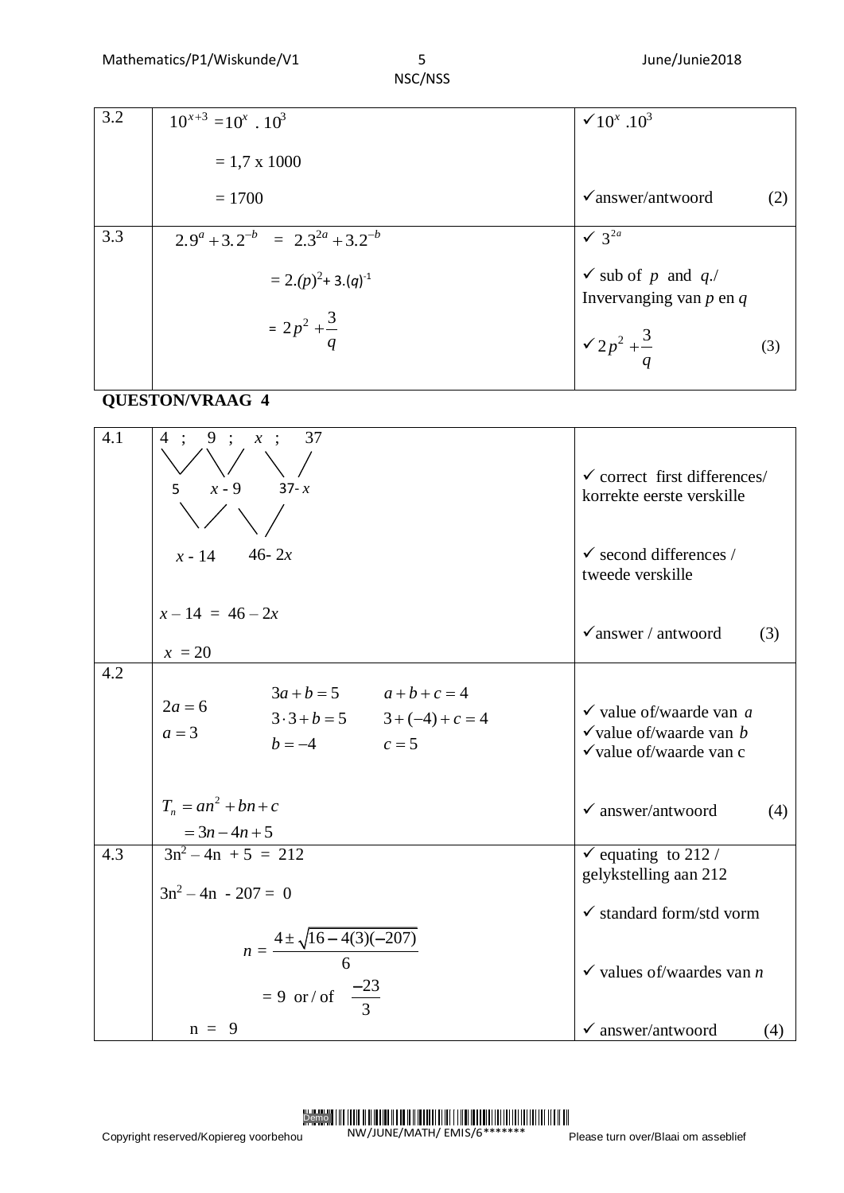| | | |
|---|---|---|
| 3.2 | $10^{x+3} = 10^x \cdot 10^3$<br>$= 1{,}7 \times 1000$<br>$= 1700$ | ✓ $10^x .10^3$<br>✓answer/antwoord (2) |
| 3.3 | $2.9^a + 3.2^{-b} \;=\; 2.3^{2a} + 3.2^{-b}$<br>$= 2.(p)^2 + 3.(q)^{-1}$<br>$= 2p^2 + \dfrac{3}{q}$ | ✓ $3^{2a}$<br>✓ sub of $p$ and $q$./ Invervanging van $p$ en $q$<br>✓ $2p^2 + \dfrac{3}{q}$ (3) |

**QUESTON/VRAAG 4**

| | | |
|---|---|---|
| 4.1 | $4 \;;\; 9 \;;\; x \;;\; 37$<br>First differences: $5 \;;\; x - 9 \;;\; 37 - x$<br>Second differences: $x - 14 \;;\; 46 - 2x$<br>$x - 14 = 46 - 2x$<br>$x = 20$ | ✓ correct first differences/ korrekte eerste verskille<br>✓ second differences / tweede verskille<br>✓answer / antwoord (3) |
| 4.2 | $2a = 6$<br>$a = 3$<br>$3a + b = 5$<br>$3 \cdot 3 + b = 5$<br>$b = -4$<br>$a + b + c = 4$<br>$3 + (-4) + c = 4$<br>$c = 5$<br>$T_n = an^2 + bn + c$<br>$= 3n - 4n + 5$ | ✓ value of/waarde van $a$<br>✓value of/waarde van $b$<br>✓value of/waarde van c<br>✓ answer/antwoord (4) |
| 4.3 | $3n^2 - 4n + 5 = 212$<br>$3n^2 - 4n - 207 = 0$<br>$n = \dfrac{4 \pm \sqrt{16 - 4(3)(-207)}}{6}$<br>$= 9$ or / of $\dfrac{-23}{3}$<br>$n = 9$ | ✓ equating to 212 / gelykstelling aan 212<br>✓ standard form/std vorm<br>✓ values of/waardes van $n$<br>✓ answer/antwoord (4) |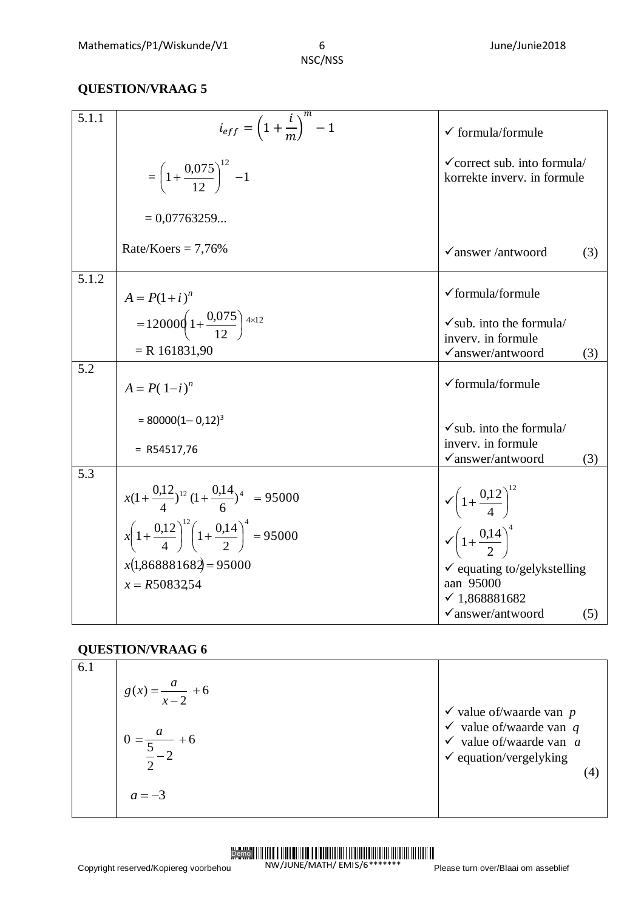## QUESTION/VRAAG 5

| | | |
|---|---|---|
| 5.1.1 | $i_{eff} = \left(1+\frac{i}{m}\right)^{m} - 1$ <br> $= \left(1+\frac{0{,}075}{12}\right)^{12} - 1$ <br> $= 0{,}07763259...$ <br> Rate/Koers = 7,76% | ✓ formula/formule <br> ✓correct sub. into formula/ korrekte inverv. in formule <br> ✓answer /antwoord (3) |
| 5.1.2 | $A = P(1+i)^n$ <br> $= 120000\left(1+\frac{0{,}075}{12}\right)^{4\times 12}$ <br> = R 161831,90 | ✓formula/formule <br> ✓sub. into the formula/ inverv. in formule <br> ✓answer/antwoord (3) |
| 5.2 | $A = P(1-i)^n$ <br> $= 80000(1-0{,}12)^3$ <br> = R54517,76 | ✓formula/formule <br> ✓sub. into the formula/ inverv. in formule <br> ✓answer/antwoord (3) |
| 5.3 | $x(1+\frac{0{,}12}{4})^{12}(1+\frac{0{,}14}{6})^{4} = 95000$ <br> $x\left(1+\frac{0{,}12}{4}\right)^{12}\left(1+\frac{0{,}14}{2}\right)^{4} = 95000$ <br> $x(1{,}868881682) = 95000$ <br> $x = R50832{,}54$ | ✓$\left(1+\frac{0{,}12}{4}\right)^{12}$ <br> ✓$\left(1+\frac{0{,}14}{2}\right)^{4}$ <br> ✓ equating to/gelykstelling aan 95000 <br> ✓ 1,868881682 <br> ✓answer/antwoord (5) |

## QUESTION/VRAAG 6

| | | |
|---|---|---|
| 6.1 | $g(x) = \frac{a}{x-2} + 6$ <br> $0 = \frac{a}{\frac{5}{2}-2} + 6$ <br> $a = -3$ | ✓ value of/waarde van $p$ <br> ✓ value of/waarde van $q$ <br> ✓ value of/waarde van $a$ <br> ✓ equation/vergelyking (4) |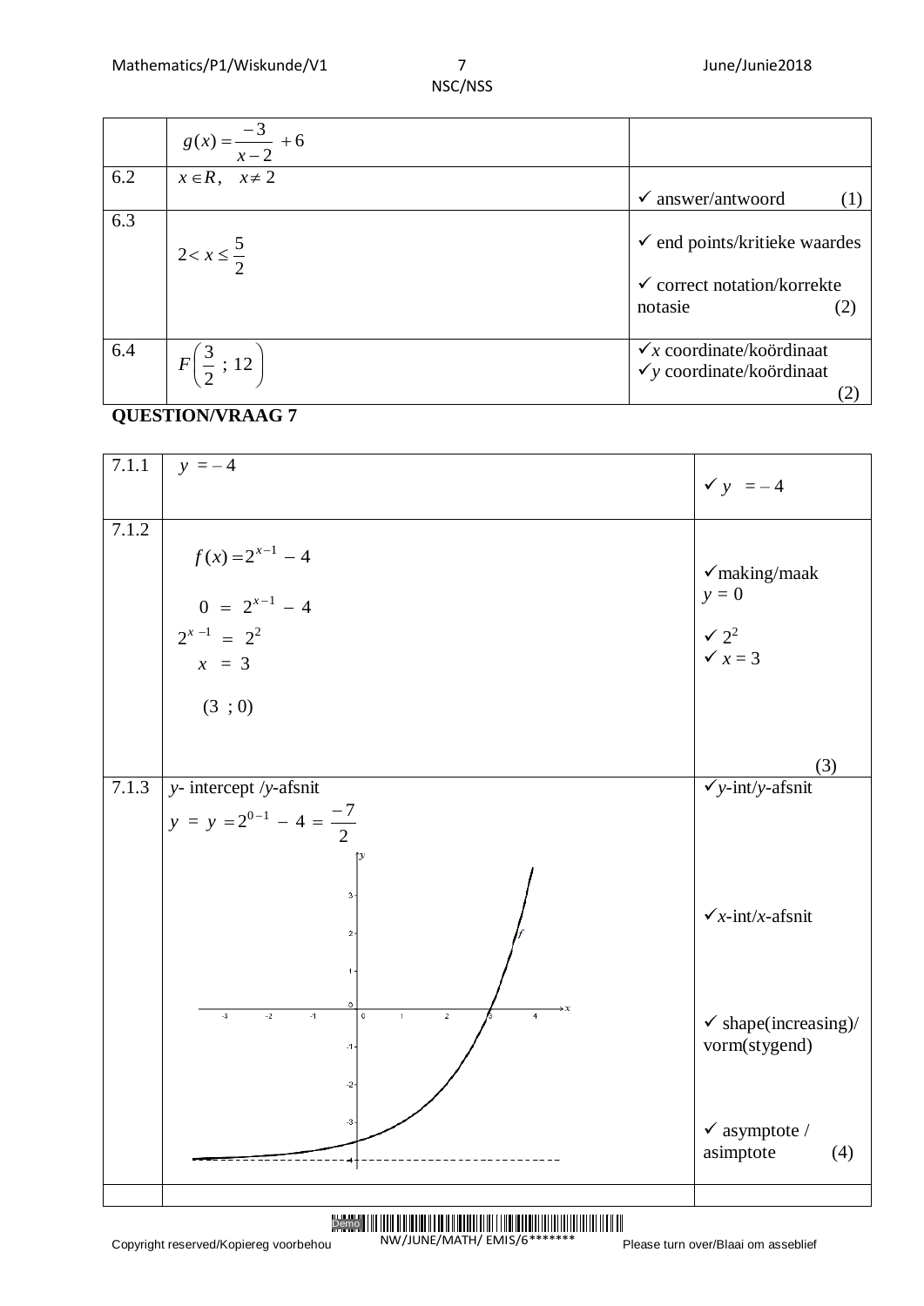|  |  |  |
|---|---|---|
|  | $g(x) = \frac{-3}{x-2} + 6$ |  |
| 6.2 | $x \in R, \quad x \neq 2$ | ✓ answer/antwoord (1) |
| 6.3 | $2 < x \leq \frac{5}{2}$ | ✓ end points/kritieke waardes<br><br>✓ correct notation/korrekte notasie (2) |
| 6.4 | $F\left(\frac{3}{2}\ ;\ 12\right)$ | ✓*x* coordinate/koördinaat<br>✓*y* coordinate/koördinaat (2) |

**QUESTION/VRAAG 7**

|  |  |  |
|---|---|---|
| 7.1.1 | $y = -4$ | ✓ $y = -4$ |
| 7.1.2 | $f(x) = 2^{x-1} - 4$<br><br>$0 = 2^{x-1} - 4$<br>$2^{x-1} = 2^2$<br>$x = 3$<br><br>$(3\ ;0)$ | ✓making/maak $y = 0$<br><br>✓ $2^2$<br>✓ $x = 3$<br><br>(3) |
| 7.1.3 | *y*- intercept /*y*-afsnit<br>$y = y = 2^{0-1} - 4 = \frac{-7}{2}$<br><br>[Graph of *f*: increasing exponential curve with horizontal asymptote $y = -4$ (dashed), passing through $(3\ ;0)$] | ✓*y*-int/*y*-afsnit<br><br>✓*x*-int/*x*-afsnit<br><br>✓ shape(increasing)/ vorm(stygend)<br><br>✓ asymptote / asimptote (4) |
|  |  |  |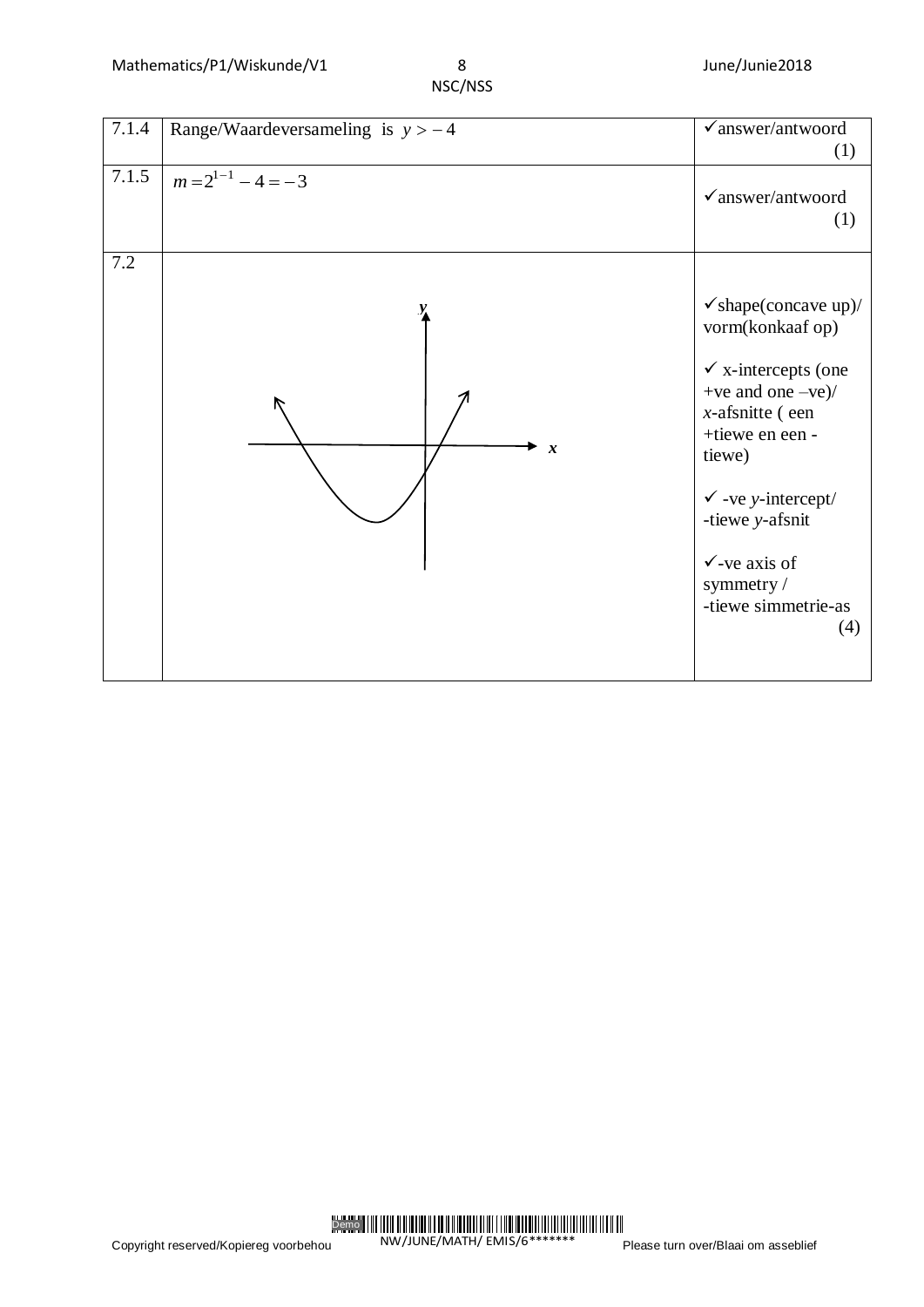| | | |
|---|---|---|
| 7.1.4 | Range/Waardeversameling is $y > -4$ | ✓answer/antwoord (1) |
| 7.1.5 | $m = 2^{1-1} - 4 = -3$ | ✓answer/antwoord (1) |
| 7.2 | y<br>x | ✓shape(concave up)/ vorm(konkaaf op)<br><br>✓ x-intercepts (one +ve and one –ve)/ *x*-afsnitte ( een +tiewe en een -tiewe)<br><br>✓ -ve *y*-intercept/ -tiewe *y*-afsnit<br><br>✓-ve axis of symmetry / -tiewe simmetrie-as (4) |